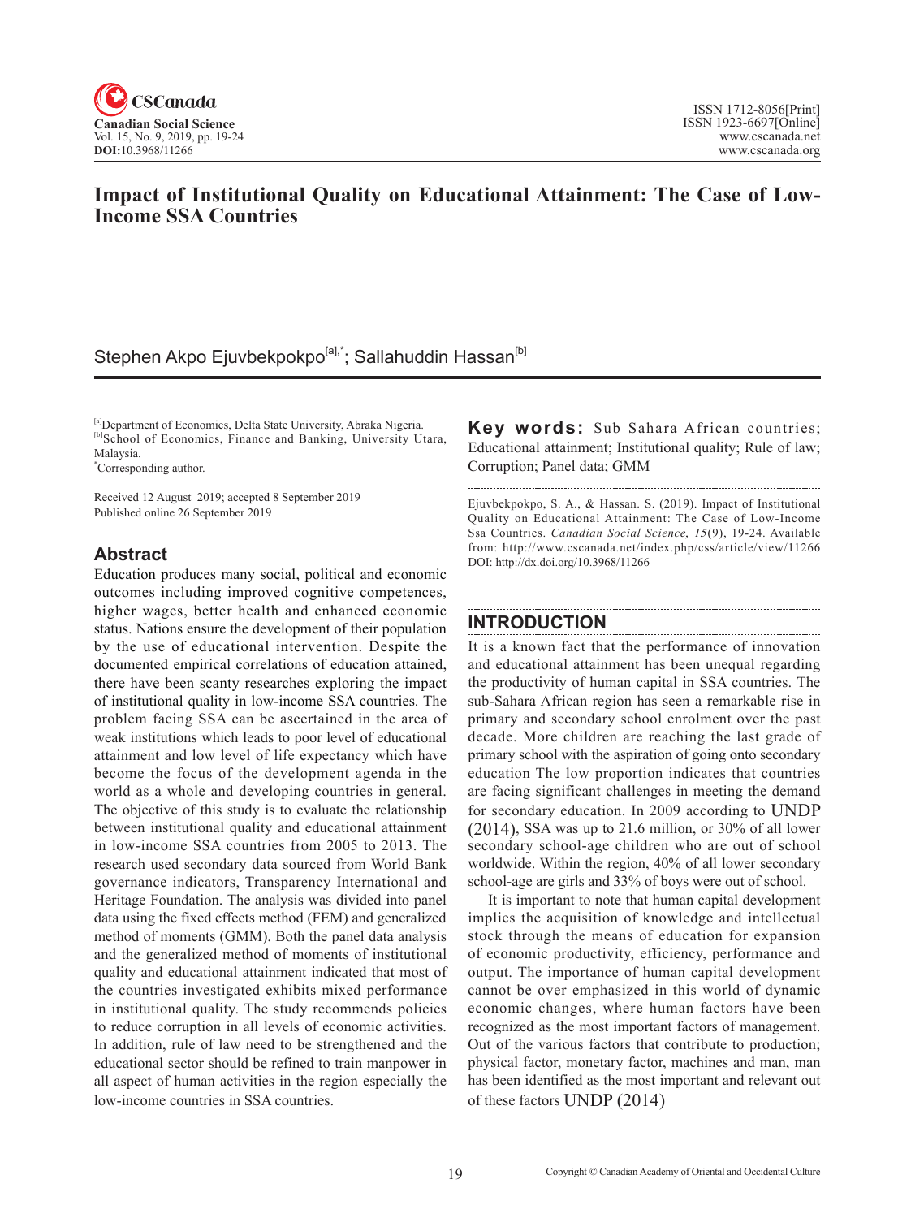# Impact of Institutional Quality on Educational Attainment: The Case of Low-Income SSA Countries

Stephen Akpo Ejuvbekpokpo[a],*; Sallahuddin Hassan[b]

[a]Department of Economics, Delta State University, Abraka Nigeria.
[b]School of Economics, Finance and Banking, University Utara, Malaysia.
*Corresponding author.

Received 12 August 2019; accepted 8 September 2019
Published online 26 September 2019

## Abstract

Education produces many social, political and economic outcomes including improved cognitive competences, higher wages, better health and enhanced economic status. Nations ensure the development of their population by the use of educational intervention. Despite the documented empirical correlations of education attained, there have been scanty researches exploring the impact of institutional quality in low-income SSA countries. The problem facing SSA can be ascertained in the area of weak institutions which leads to poor level of educational attainment and low level of life expectancy which have become the focus of the development agenda in the world as a whole and developing countries in general. The objective of this study is to evaluate the relationship between institutional quality and educational attainment in low-income SSA countries from 2005 to 2013. The research used secondary data sourced from World Bank governance indicators, Transparency International and Heritage Foundation. The analysis was divided into panel data using the fixed effects method (FEM) and generalized method of moments (GMM). Both the panel data analysis and the generalized method of moments of institutional quality and educational attainment indicated that most of the countries investigated exhibits mixed performance in institutional quality. The study recommends policies to reduce corruption in all levels of economic activities. In addition, rule of law need to be strengthened and the educational sector should be refined to train manpower in all aspect of human activities in the region especially the low-income countries in SSA countries.

**Key words:** Sub Sahara African countries; Educational attainment; Institutional quality; Rule of law; Corruption; Panel data; GMM

Ejuvbekpokpo, S. A., & Hassan. S. (2019). Impact of Institutional Quality on Educational Attainment: The Case of Low-Income Ssa Countries. *Canadian Social Science, 15*(9), 19-24. Available from: http://www.cscanada.net/index.php/css/article/view/11266
DOI: http://dx.doi.org/10.3968/11266

## INTRODUCTION

It is a known fact that the performance of innovation and educational attainment has been unequal regarding the productivity of human capital in SSA countries. The sub-Sahara African region has seen a remarkable rise in primary and secondary school enrolment over the past decade. More children are reaching the last grade of primary school with the aspiration of going onto secondary education The low proportion indicates that countries are facing significant challenges in meeting the demand for secondary education. In 2009 according to UNDP (2014), SSA was up to 21.6 million, or 30% of all lower secondary school-age children who are out of school worldwide. Within the region, 40% of all lower secondary school-age are girls and 33% of boys were out of school.

It is important to note that human capital development implies the acquisition of knowledge and intellectual stock through the means of education for expansion of economic productivity, efficiency, performance and output. The importance of human capital development cannot be over emphasized in this world of dynamic economic changes, where human factors have been recognized as the most important factors of management. Out of the various factors that contribute to production; physical factor, monetary factor, machines and man, man has been identified as the most important and relevant out of these factors UNDP (2014)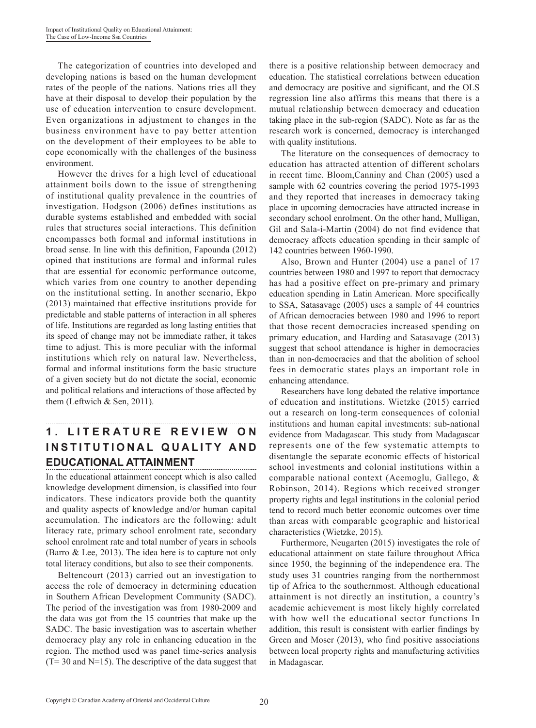The categorization of countries into developed and developing nations is based on the human development rates of the people of the nations. Nations tries all they have at their disposal to develop their population by the use of education intervention to ensure development. Even organizations in adjustment to changes in the business environment have to pay better attention on the development of their employees to be able to cope economically with the challenges of the business environment.

However the drives for a high level of educational attainment boils down to the issue of strengthening of institutional quality prevalence in the countries of investigation. Hodgson (2006) defines institutions as durable systems established and embedded with social rules that structures social interactions. This definition encompasses both formal and informal institutions in broad sense. In line with this definition, Fapounda (2012) opined that institutions are formal and informal rules that are essential for economic performance outcome, which varies from one country to another depending on the institutional setting. In another scenario, Ekpo (2013) maintained that effective institutions provide for predictable and stable patterns of interaction in all spheres of life. Institutions are regarded as long lasting entities that its speed of change may not be immediate rather, it takes time to adjust. This is more peculiar with the informal institutions which rely on natural law. Nevertheless, formal and informal institutions form the basic structure of a given society but do not dictate the social, economic and political relations and interactions of those affected by them (Leftwich & Sen, 2011).

## 1. LITERATURE REVIEW ON INSTITUTIONAL QUALITY AND EDUCATIONAL ATTAINMENT

In the educational attainment concept which is also called knowledge development dimension, is classified into four indicators. These indicators provide both the quantity and quality aspects of knowledge and/or human capital accumulation. The indicators are the following: adult literacy rate, primary school enrolment rate, secondary school enrolment rate and total number of years in schools (Barro & Lee, 2013). The idea here is to capture not only total literacy conditions, but also to see their components.

Beltencourt (2013) carried out an investigation to access the role of democracy in determining education in Southern African Development Community (SADC). The period of the investigation was from 1980-2009 and the data was got from the 15 countries that make up the SADC. The basic investigation was to ascertain whether democracy play any role in enhancing education in the region. The method used was panel time-series analysis (T= 30 and N=15). The descriptive of the data suggest that there is a positive relationship between democracy and education. The statistical correlations between education and democracy are positive and significant, and the OLS regression line also affirms this means that there is a mutual relationship between democracy and education taking place in the sub-region (SADC). Note as far as the research work is concerned, democracy is interchanged with quality institutions.

The literature on the consequences of democracy to education has attracted attention of different scholars in recent time. Bloom,Canniny and Chan (2005) used a sample with 62 countries covering the period 1975-1993 and they reported that increases in democracy taking place in upcoming democracies have attracted increase in secondary school enrolment. On the other hand, Mulligan, Gil and Sala-i-Martin (2004) do not find evidence that democracy affects education spending in their sample of 142 countries between 1960-1990.

Also, Brown and Hunter (2004) use a panel of 17 countries between 1980 and 1997 to report that democracy has had a positive effect on pre-primary and primary education spending in Latin American. More specifically to SSA, Satasavage (2005) uses a sample of 44 countries of African democracies between 1980 and 1996 to report that those recent democracies increased spending on primary education, and Harding and Satasavage (2013) suggest that school attendance is higher in democracies than in non-democracies and that the abolition of school fees in democratic states plays an important role in enhancing attendance.

Researchers have long debated the relative importance of education and institutions. Wietzke (2015) carried out a research on long-term consequences of colonial institutions and human capital investments: sub-national evidence from Madagascar. This study from Madagascar represents one of the few systematic attempts to disentangle the separate economic effects of historical school investments and colonial institutions within a comparable national context (Acemoglu, Gallego, & Robinson, 2014). Regions which received stronger property rights and legal institutions in the colonial period tend to record much better economic outcomes over time than areas with comparable geographic and historical characteristics (Wietzke, 2015).

Furthermore, Neugarten (2015) investigates the role of educational attainment on state failure throughout Africa since 1950, the beginning of the independence era. The study uses 31 countries ranging from the northernmost tip of Africa to the southernmost. Although educational attainment is not directly an institution, a country's academic achievement is most likely highly correlated with how well the educational sector functions In addition, this result is consistent with earlier findings by Green and Moser (2013), who find positive associations between local property rights and manufacturing activities in Madagascar.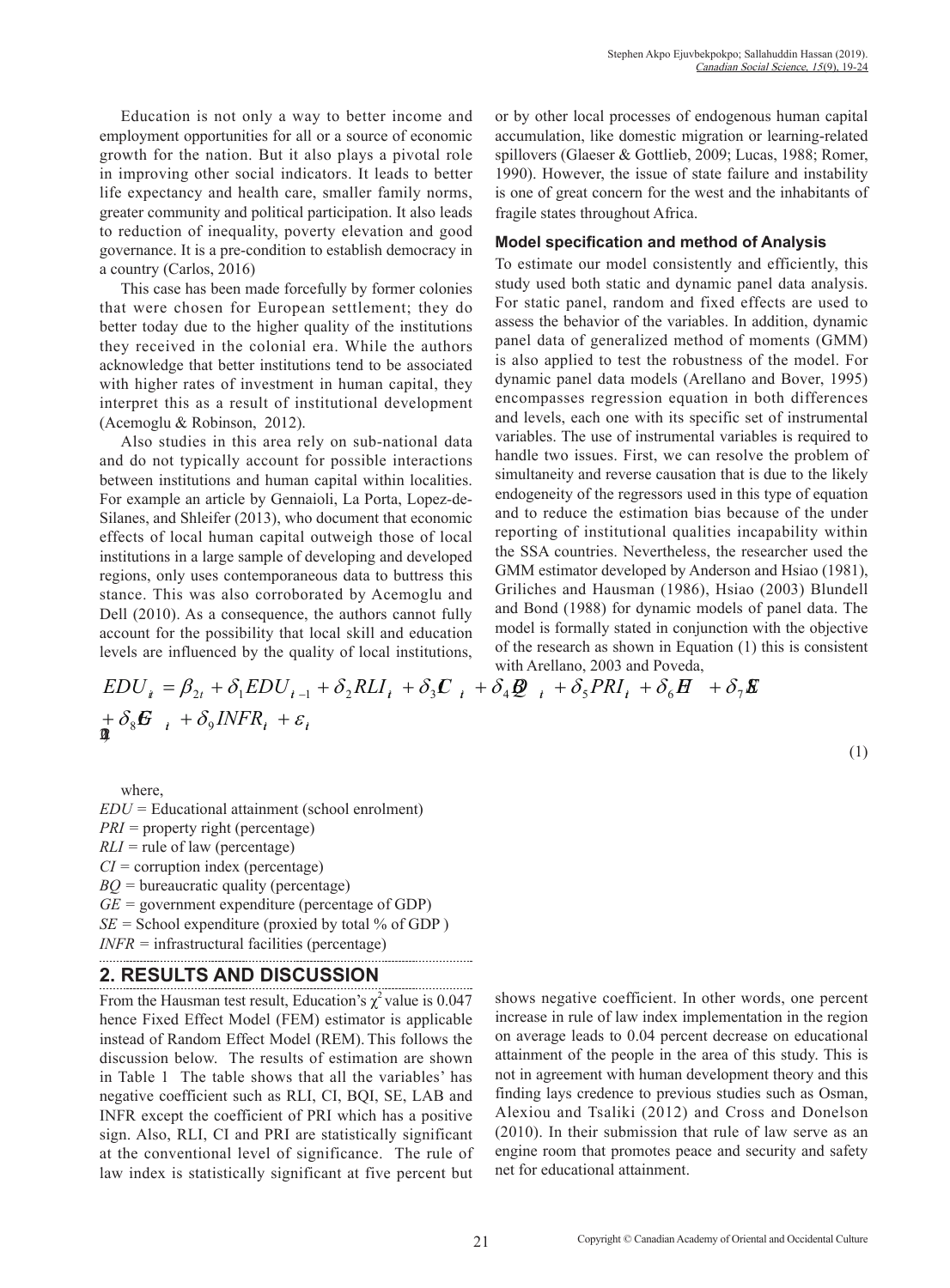Education is not only a way to better income and employment opportunities for all or a source of economic growth for the nation. But it also plays a pivotal role in improving other social indicators. It leads to better life expectancy and health care, smaller family norms, greater community and political participation. It also leads to reduction of inequality, poverty elevation and good governance. It is a pre-condition to establish democracy in a country (Carlos, 2016)

This case has been made forcefully by former colonies that were chosen for European settlement; they do better today due to the higher quality of the institutions they received in the colonial era. While the authors acknowledge that better institutions tend to be associated with higher rates of investment in human capital, they interpret this as a result of institutional development (Acemoglu & Robinson, 2012).

Also studies in this area rely on sub-national data and do not typically account for possible interactions between institutions and human capital within localities. For example an article by Gennaioli, La Porta, Lopez-de-Silanes, and Shleifer (2013), who document that economic effects of local human capital outweigh those of local institutions in a large sample of developing and developed regions, only uses contemporaneous data to buttress this stance. This was also corroborated by Acemoglu and Dell (2010). As a consequence, the authors cannot fully account for the possibility that local skill and education levels are influenced by the quality of local institutions, or by other local processes of endogenous human capital accumulation, like domestic migration or learning-related spillovers (Glaeser & Gottlieb, 2009; Lucas, 1988; Romer, 1990). However, the issue of state failure and instability is one of great concern for the west and the inhabitants of fragile states throughout Africa.

### Model specification and method of Analysis

To estimate our model consistently and efficiently, this study used both static and dynamic panel data analysis. For static panel, random and fixed effects are used to assess the behavior of the variables. In addition, dynamic panel data of generalized method of moments (GMM) is also applied to test the robustness of the model. For dynamic panel data models (Arellano and Bover, 1995) encompasses regression equation in both differences and levels, each one with its specific set of instrumental variables. The use of instrumental variables is required to handle two issues. First, we can resolve the problem of simultaneity and reverse causation that is due to the likely endogeneity of the regressors used in this type of equation and to reduce the estimation bias because of the under reporting of institutional qualities incapability within the SSA countries. Nevertheless, the researcher used the GMM estimator developed by Anderson and Hsiao (1981), Griliches and Hausman (1986), Hsiao (2003) Blundell and Bond (1988) for dynamic models of panel data. The model is formally stated in conjunction with the objective of the research as shown in Equation (1) this is consistent with Arellano, 2003 and Poveda,

$$EDU_{it} = \beta_{2t} + \delta_1 EDU_{it-1} + \delta_2 RLI_{it} + \delta_3 CI_{it} + \delta_4 BQ_{it} + \delta_5 PRI_{it} + \delta_6 HE_{it} + \delta_7 SE_{it} + \delta_8 GE_{it} + \delta_9 INFR_{it} + \varepsilon_{it} \tag{1}$$

where,

*EDU* = Educational attainment (school enrolment)
*PRI* = property right (percentage)
*RLI* = rule of law (percentage)
*CI* = corruption index (percentage)
*BQ* = bureaucratic quality (percentage)
*GE* = government expenditure (percentage of GDP)
*SE* = School expenditure (proxied by total % of GDP )
*INFR* = infrastructural facilities (percentage)

## 2. RESULTS AND DISCUSSION

From the Hausman test result, Education's $\chi^2$ value is 0.047 hence Fixed Effect Model (FEM) estimator is applicable instead of Random Effect Model (REM). This follows the discussion below. The results of estimation are shown in Table 1 The table shows that all the variables' has negative coefficient such as RLI, CI, BQI, SE, LAB and INFR except the coefficient of PRI which has a positive sign. Also, RLI, CI and PRI are statistically significant at the conventional level of significance. The rule of law index is statistically significant at five percent but shows negative coefficient. In other words, one percent increase in rule of law index implementation in the region on average leads to 0.04 percent decrease on educational attainment of the people in the area of this study. This is not in agreement with human development theory and this finding lays credence to previous studies such as Osman, Alexiou and Tsaliki (2012) and Cross and Donelson (2010). In their submission that rule of law serve as an engine room that promotes peace and security and safety net for educational attainment.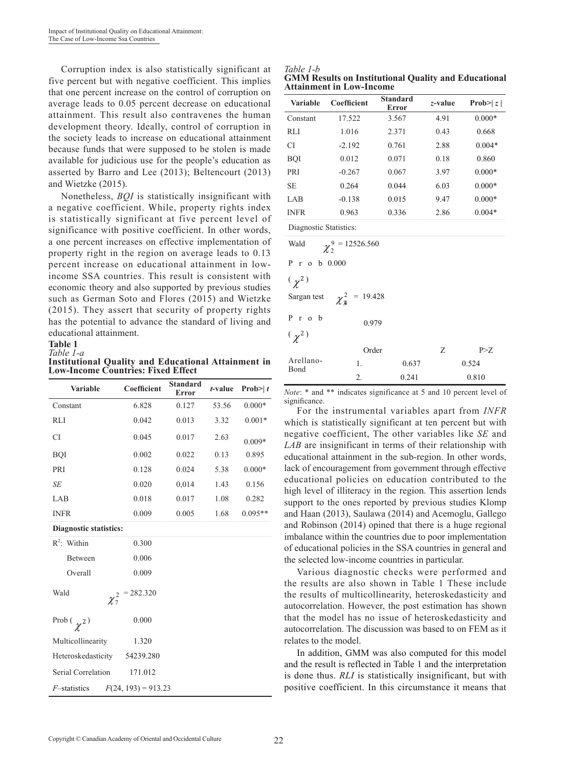Corruption index is also statistically significant at five percent but with negative coefficient. This implies that one percent increase on the control of corruption on average leads to 0.05 percent decrease on educational attainment. This result also contravenes the human development theory. Ideally, control of corruption in the society leads to increase on educational attainment because funds that were supposed to be stolen is made available for judicious use for the people's education as asserted by Barro and Lee (2013); Beltencourt (2013) and Wietzke (2015).

Nonetheless, *BQI* is statistically insignificant with a negative coefficient. While, property rights index is statistically significant at five percent level of significance with positive coefficient. In other words, a one percent increases on effective implementation of property right in the region on average leads to 0.13 percent increase on educational attainment in low-income SSA countries. This result is consistent with economic theory and also supported by previous studies such as German Soto and Flores (2015) and Wietzke (2015). They assert that security of property rights has the potential to advance the standard of living and educational attainment.

**Table 1**
*Table 1-a*
**Institutional Quality and Educational Attainment in Low-Income Countries: Fixed Effect**

| Variable | Coefficient | Standard Error | *t*-value | Prob>\| *t* |
|---|---|---|---|---|
| Constant | 6.828 | 0.127 | 53.56 | 0.000* |
| RLI | 0.042 | 0.013 | 3.32 | 0.001* |
| CI | 0.045 | 0.017 | 2.63 | 0.009* |
| BQI | 0.002 | 0.022 | 0.13 | 0.895 |
| PRI | 0.128 | 0.024 | 5.38 | 0.000* |
| *SE* | 0.020 | 0,014 | 1.43 | 0.156 |
| LAB | 0.018 | 0.017 | 1.08 | 0.282 |
| INFR | 0.009 | 0.005 | 1.68 | 0.095** |
| **Diagnostic statistics:** | | | | |
| $R^2$: Within | 0.300 | | | |
| Between | 0.006 | | | |
| Overall | 0.009 | | | |
| Wald | $\chi^2_7 = 282.320$ | | | |
| Prob ($\chi^2$) | 0.000 | | | |
| Multicollinearity | 1.320 | | | |
| Heteroskedasticity | 54239.280 | | | |
| Serial Correlation | 171.012 | | | |
| *F*–statistics | $F(24, 193) = 913.23$ | | | |

*Table 1-b*
**GMM Results on Institutional Quality and Educational Attainment in Low-Income**

| Variable | Coefficient | Standard Error | *z*-value | Prob>\| *z* \| |
|---|---|---|---|---|
| Constant | 17.522 | 3.567 | 4.91 | 0.000* |
| RLI | 1.016 | 2.371 | 0.43 | 0.668 |
| CI | -2.192 | 0.761 | 2.88 | 0.004* |
| BQI | 0.012 | 0.071 | 0.18 | 0.860 |
| PRI | -0.267 | 0.067 | 3.97 | 0.000* |
| SE | 0.264 | 0.044 | 6.03 | 0.000* |
| LAB | -0.138 | 0.015 | 9.47 | 0.000* |
| INFR | 0.963 | 0.336 | 2.86 | 0.004* |
| Diagnostic Statistics: | | | | |
| Wald | $\chi^9_2 = 12526.560$ | | | |
| Prob ($\chi^2$) | 0.000 | | | |
| Sargan test | $\chi^2_{34} = 19.428$ | | | |
| Prob ($\chi^2$) | 0.979 | | | |
| | Order | | Z | P>Z |
| Arellano-Bond | 1. | 0.637 | | 0.524 |
| | 2. | 0.241 | | 0.810 |

*Note*: * and ** indicates significance at 5 and 10 percent level of significance.

For the instrumental variables apart from *INFR* which is statistically significant at ten percent but with negative coefficient, The other variables like *SE* and *LAB* are insignificant in terms of their relationship with educational attainment in the sub-region. In other words, lack of encouragement from government through effective educational policies on education contributed to the high level of illiteracy in the region. This assertion lends support to the ones reported by previous studies Klomp and Haan (2013), Saulawa (2014) and Acemoglu, Gallego and Robinson (2014) opined that there is a huge regional imbalance within the countries due to poor implementation of educational policies in the SSA countries in general and the selected low-income countries in particular.

Various diagnostic checks were performed and the results are also shown in Table 1 These include the results of multicollinearity, heteroskedasticity and autocorrelation. However, the post estimation has shown that the model has no issue of heteroskedasticity and autocorrelation. The discussion was based to on FEM as it relates to the model.

In addition, GMM was also computed for this model and the result is reflected in Table 1 and the interpretation is done thus. *RLI* is statistically insignificant, but with positive coefficient. In this circumstance it means that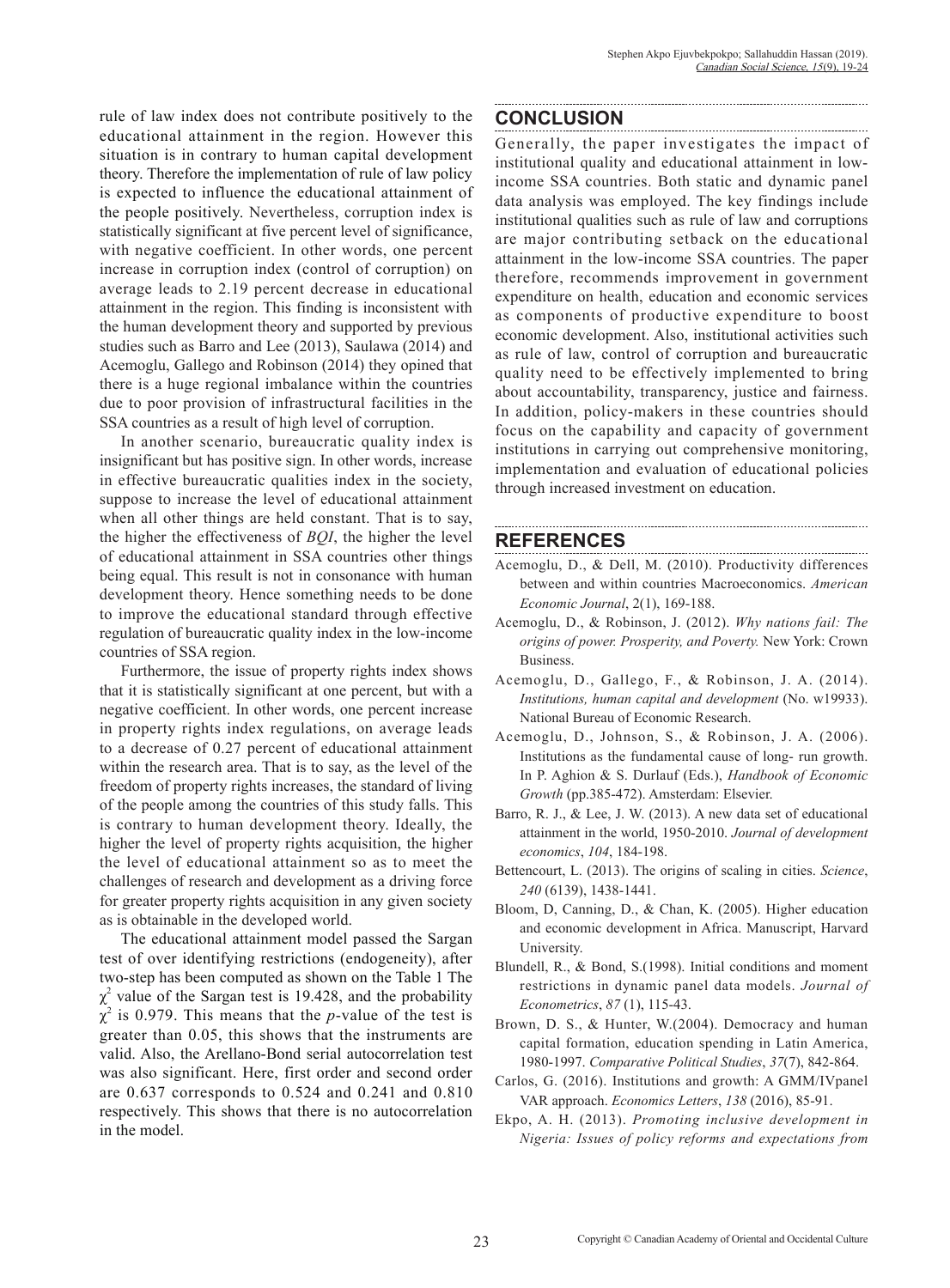rule of law index does not contribute positively to the educational attainment in the region. However this situation is in contrary to human capital development theory. Therefore the implementation of rule of law policy is expected to influence the educational attainment of the people positively. Nevertheless, corruption index is statistically significant at five percent level of significance, with negative coefficient. In other words, one percent increase in corruption index (control of corruption) on average leads to 2.19 percent decrease in educational attainment in the region. This finding is inconsistent with the human development theory and supported by previous studies such as Barro and Lee (2013), Saulawa (2014) and Acemoglu, Gallego and Robinson (2014) they opined that there is a huge regional imbalance within the countries due to poor provision of infrastructural facilities in the SSA countries as a result of high level of corruption.

In another scenario, bureaucratic quality index is insignificant but has positive sign. In other words, increase in effective bureaucratic qualities index in the society, suppose to increase the level of educational attainment when all other things are held constant. That is to say, the higher the effectiveness of *BQI*, the higher the level of educational attainment in SSA countries other things being equal. This result is not in consonance with human development theory. Hence something needs to be done to improve the educational standard through effective regulation of bureaucratic quality index in the low-income countries of SSA region.

Furthermore, the issue of property rights index shows that it is statistically significant at one percent, but with a negative coefficient. In other words, one percent increase in property rights index regulations, on average leads to a decrease of 0.27 percent of educational attainment within the research area. That is to say, as the level of the freedom of property rights increases, the standard of living of the people among the countries of this study falls. This is contrary to human development theory. Ideally, the higher the level of property rights acquisition, the higher the level of educational attainment so as to meet the challenges of research and development as a driving force for greater property rights acquisition in any given society as is obtainable in the developed world.

The educational attainment model passed the Sargan test of over identifying restrictions (endogeneity), after two-step has been computed as shown on the Table 1 The $\chi^2$ value of the Sargan test is 19.428, and the probability $\chi^2$ is 0.979. This means that the *p*-value of the test is greater than 0.05, this shows that the instruments are valid. Also, the Arellano-Bond serial autocorrelation test was also significant. Here, first order and second order are 0.637 corresponds to 0.524 and 0.241 and 0.810 respectively. This shows that there is no autocorrelation in the model.

## CONCLUSION

Generally, the paper investigates the impact of institutional quality and educational attainment in low-income SSA countries. Both static and dynamic panel data analysis was employed. The key findings include institutional qualities such as rule of law and corruptions are major contributing setback on the educational attainment in the low-income SSA countries. The paper therefore, recommends improvement in government expenditure on health, education and economic services as components of productive expenditure to boost economic development. Also, institutional activities such as rule of law, control of corruption and bureaucratic quality need to be effectively implemented to bring about accountability, transparency, justice and fairness. In addition, policy-makers in these countries should focus on the capability and capacity of government institutions in carrying out comprehensive monitoring, implementation and evaluation of educational policies through increased investment on education.

## REFERENCES

Acemoglu, D., & Dell, M. (2010). Productivity differences between and within countries Macroeconomics. *American Economic Journal*, 2(1), 169-188.

Acemoglu, D., & Robinson, J. (2012). *Why nations fail: The origins of power. Prosperity, and Poverty.* New York: Crown Business.

Acemoglu, D., Gallego, F., & Robinson, J. A. (2014). *Institutions, human capital and development* (No. w19933). National Bureau of Economic Research.

Acemoglu, D., Johnson, S., & Robinson, J. A. (2006). Institutions as the fundamental cause of long- run growth. In P. Aghion & S. Durlauf (Eds.), *Handbook of Economic Growth* (pp.385-472). Amsterdam: Elsevier.

Barro, R. J., & Lee, J. W. (2013). A new data set of educational attainment in the world, 1950-2010. *Journal of development economics*, *104*, 184-198.

Bettencourt, L. (2013). The origins of scaling in cities. *Science*, *240* (6139), 1438-1441.

Bloom, D, Canning, D., & Chan, K. (2005). Higher education and economic development in Africa. Manuscript, Harvard University.

Blundell, R., & Bond, S.(1998). Initial conditions and moment restrictions in dynamic panel data models. *Journal of Econometrics*, *87* (1), 115-43.

Brown, D. S., & Hunter, W.(2004). Democracy and human capital formation, education spending in Latin America, 1980-1997. *Comparative Political Studies*, *37*(7), 842-864.

Carlos, G. (2016). Institutions and growth: A GMM/IVpanel VAR approach. *Economics Letters*, *138* (2016), 85-91.

Ekpo, A. H. (2013). *Promoting inclusive development in Nigeria: Issues of policy reforms and expectations from*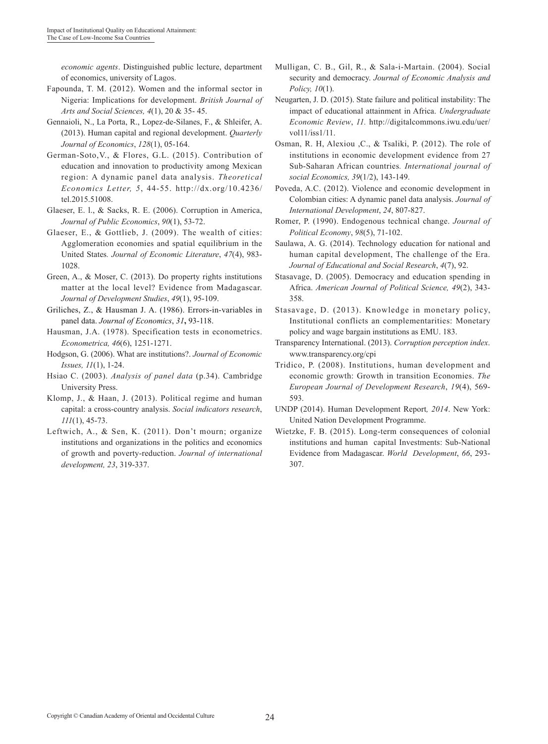*economic agents*. Distinguished public lecture, department of economics, university of Lagos.

Fapounda, T. M. (2012). Women and the informal sector in Nigeria: Implications for development. *British Journal of Arts and Social Sciences, 4*(1), 20 & 35- 45.

Gennaioli, N., La Porta, R., Lopez-de-Silanes, F., & Shleifer, A. (2013). Human capital and regional development. *Quarterly Journal of Economics*, *128*(1), 05-164.

German-Soto,V., & Flores, G.L. (2015). Contribution of education and innovation to productivity among Mexican region: A dynamic panel data analysis. *Theoretical Economics Letter, 5*, 44-55. http://dx.org/10.4236/tel.2015.51008.

Glaeser, E. l., & Sacks, R. E. (2006). Corruption in America, *Journal of Public Economics*, *90*(1), 53-72.

Glaeser, E., & Gottlieb, J. (2009). The wealth of cities: Agglomeration economies and spatial equilibrium in the United States*. Journal of Economic Literature*, *47*(4), 983-1028.

Green, A., & Moser, C. (2013). Do property rights institutions matter at the local level? Evidence from Madagascar. *Journal of Development Studies*, *49*(1), 95-109.

Griliches, Z., & Hausman J. A. (1986). Errors-in-variables in panel data. *Journal of Economics*, *31***,** 93-118.

Hausman, J.A. (1978). Specification tests in econometrics. *Econometrica, 46*(6), 1251-1271.

Hodgson, G. (2006). What are institutions?. *Journal of Economic Issues, 11*(1), 1-24.

Hsiao C. (2003). *Analysis of panel data* (p.34). Cambridge University Press.

Klomp, J., & Haan, J. (2013). Political regime and human capital: a cross-country analysis. *Social indicators research*, *111*(1), 45-73.

Leftwich, A., & Sen, K. (2011). Don't mourn; organize institutions and organizations in the politics and economics of growth and poverty-reduction. *Journal of international development, 23*, 319-337.

Mulligan, C. B., Gil, R., & Sala-i-Martain. (2004). Social security and democracy. *Journal of Economic Analysis and Policy, 10*(1).

Neugarten, J. D. (2015). State failure and political instability: The impact of educational attainment in Africa. *Undergraduate Economic Review*, *11.* http://digitalcommons.iwu.edu/uer/vol11/iss1/11.

Osman, R. H, Alexiou ,C., & Tsaliki, P. (2012). The role of institutions in economic development evidence from 27 Sub-Saharan African countries*. International journal of social Economics, 39*(1/2), 143-149.

Poveda, A.C. (2012). Violence and economic development in Colombian cities: A dynamic panel data analysis. *Journal of International Development*, *24*, 807-827.

Romer, P. (1990). Endogenous technical change. *Journal of Political Economy*, *98*(5), 71-102.

Saulawa, A. G. (2014). Technology education for national and human capital development, The challenge of the Era. *Journal of Educational and Social Research*, *4*(7), 92.

Stasavage, D. (2005). Democracy and education spending in Africa. *American Journal of Political Science, 49*(2), 343-358.

Stasavage, D. (2013). Knowledge in monetary policy, Institutional conflicts an complementarities: Monetary policy and wage bargain institutions as EMU. 183.

Transparency International. (2013). *Corruption perception index*. www.transparency.org/cpi

Tridico, P. (2008). Institutions, human development and economic growth: Growth in transition Economies. *The European Journal of Development Research*, *19*(4), 569-593.

UNDP (2014). Human Development Report*, 2014*. New York: United Nation Development Programme.

Wietzke, F. B. (2015). Long-term consequences of colonial institutions and human capital Investments: Sub-National Evidence from Madagascar. *World Development*, *66*, 293-307.